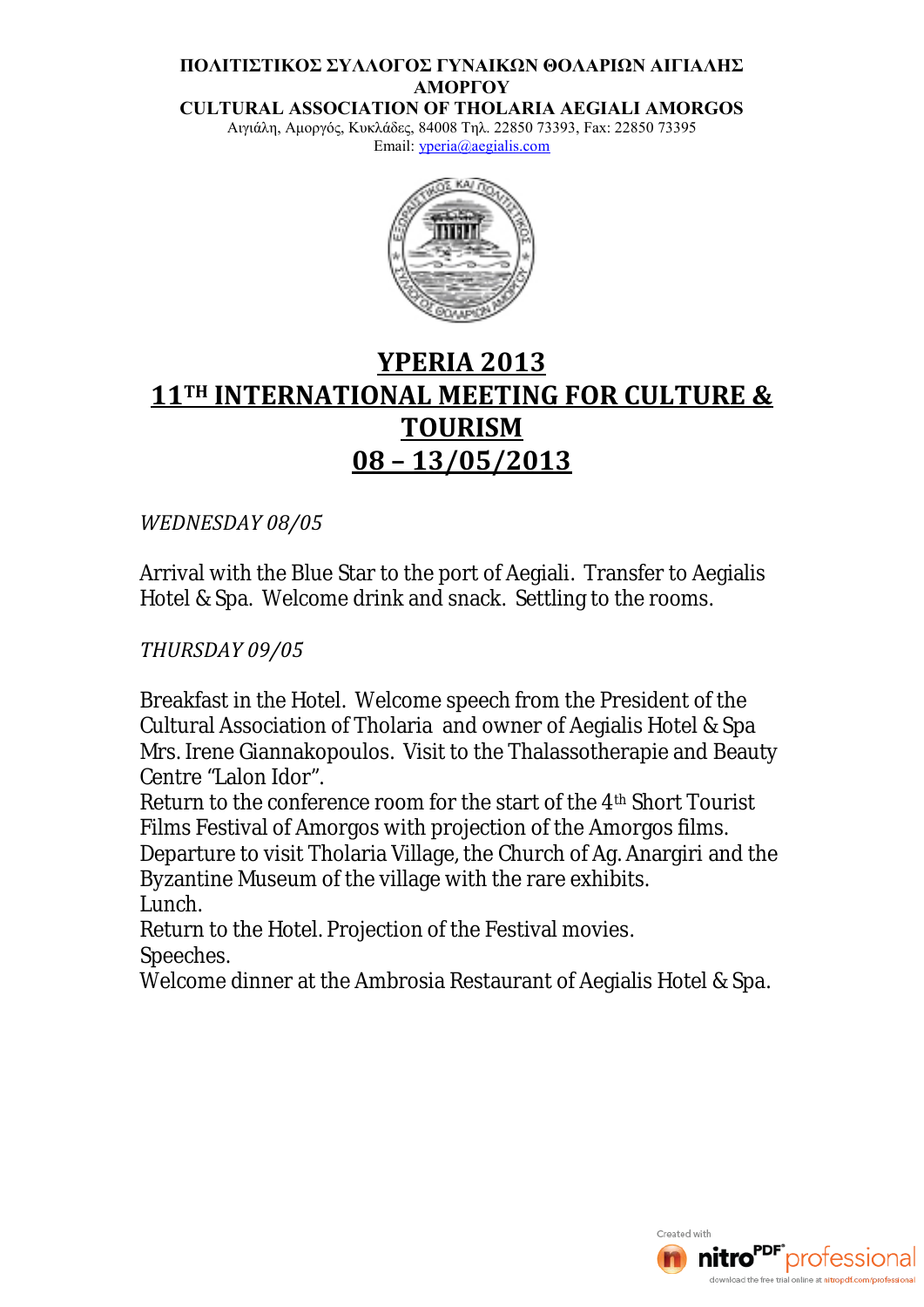**ΠΟΛΙΤΙΣΤΙΚΟΣ ΣΥΛΛΟΓΟΣ ΓΥΝΑΙΚΩΝ ΘΟΛΑΡΙΩΝ ΑΙΓΙΑΛΗΣ ΑΜΟΡΓΟΥ**
**CULTURAL ASSOCIATION OF THOLARIA AEGIALI AMORGOS**
Αιγιάλη, Αμοργός, Κυκλάδες, 84008 Τηλ. 22850 73393, Fax: 22850 73395
Email: yperia@aegialis.com

# YPERIA 2013
# 11TH INTERNATIONAL MEETING FOR CULTURE & TOURISM
# 08 – 13/05/2013

*WEDNESDAY 08/05*

Arrival with the Blue Star to the port of Aegiali. Transfer to Aegialis Hotel & Spa. Welcome drink and snack. Settling to the rooms.

*THURSDAY 09/05*

Breakfast in the Hotel. Welcome speech from the President of the Cultural Association of Tholaria and owner of Aegialis Hotel & Spa Mrs. Irene Giannakopoulos. Visit to the Thalassotherapie and Beauty Centre "Lalon Idor".
Return to the conference room for the start of the 4th Short Tourist Films Festival of Amorgos with projection of the Amorgos films.
Departure to visit Tholaria Village, the Church of Ag. Anargiri and the Byzantine Museum of the village with the rare exhibits.
Lunch.
Return to the Hotel. Projection of the Festival movies.
Speeches.
Welcome dinner at the Ambrosia Restaurant of Aegialis Hotel & Spa.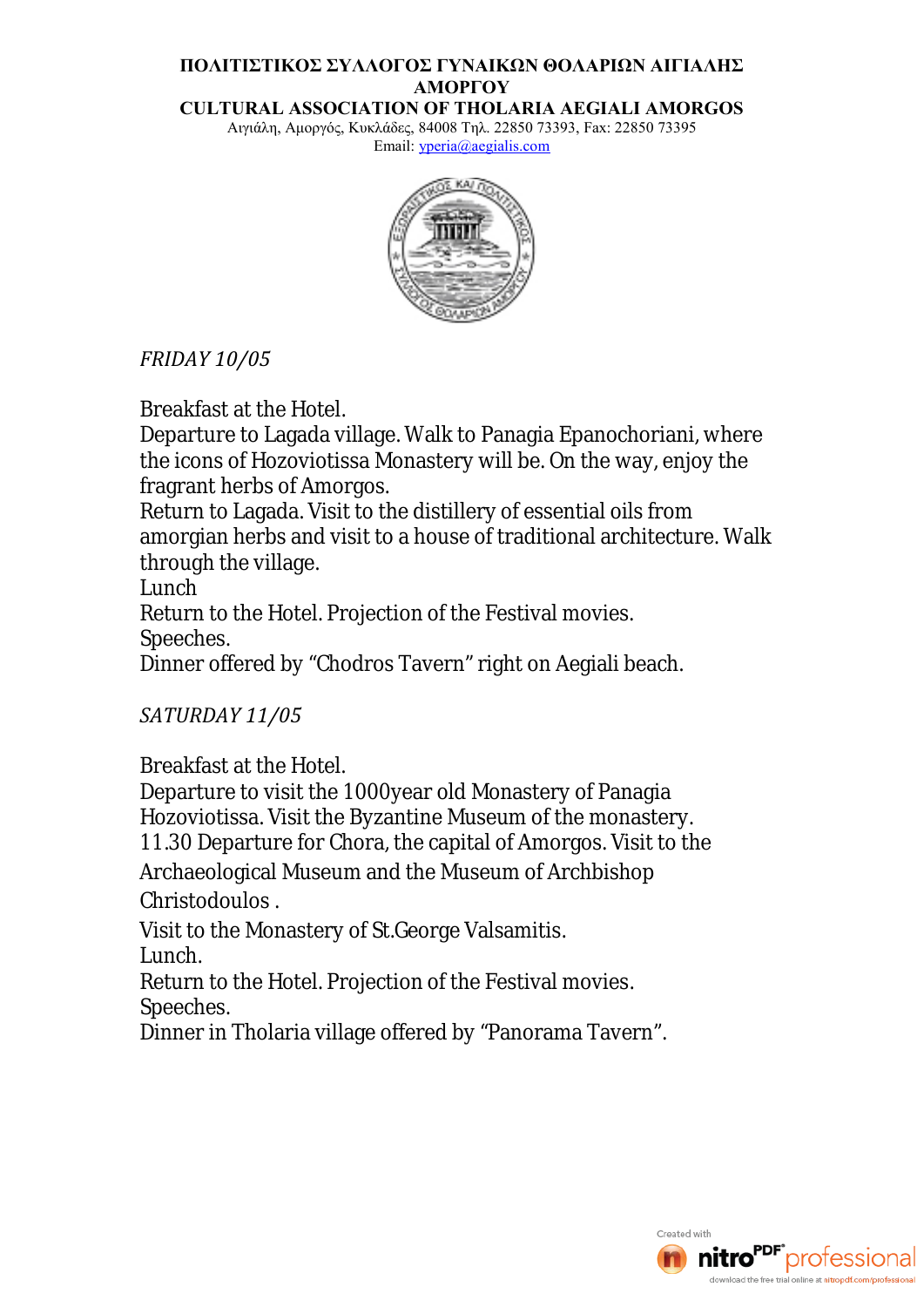**ΠΟΛΙΤΙΣΤΙΚΟΣ ΣΥΛΛΟΓΟΣ ΓΥΝΑΙΚΩΝ ΘΟΛΑΡΙΩΝ ΑΙΓΙΑΛΗΣ ΑΜΟΡΓΟΥ**

**CULTURAL ASSOCIATION OF THOLARIA AEGIALI AMORGOS**

Αιγιάλη, Αμοργός, Κυκλάδες, 84008 Τηλ. 22850 73393, Fax: 22850 73395

Email: yperia@aegialis.com

*FRIDAY 10/05*

Breakfast at the Hotel.
Departure to Lagada village. Walk to Panagia Epanochoriani, where the icons of Hozoviotissa Monastery will be. On the way, enjoy the fragrant herbs of Amorgos.
Return to Lagada. Visit to the distillery of essential oils from amorgian herbs and visit to a house of traditional architecture. Walk through the village.
Lunch
Return to the Hotel. Projection of the Festival movies.
Speeches.
Dinner offered by "Chodros Tavern" right on Aegiali beach.

*SATURDAY 11/05*

Breakfast at the Hotel.
Departure to visit the 1000year old Monastery of Panagia Hozoviotissa. Visit the Byzantine Museum of the monastery.
11.30 Departure for Chora, the capital of Amorgos. Visit to the Archaeological Museum and the Museum of Archbishop Christodoulos .
Visit to the Monastery of St.George Valsamitis.
Lunch.
Return to the Hotel. Projection of the Festival movies.
Speeches.
Dinner in Tholaria village offered by "Panorama Tavern".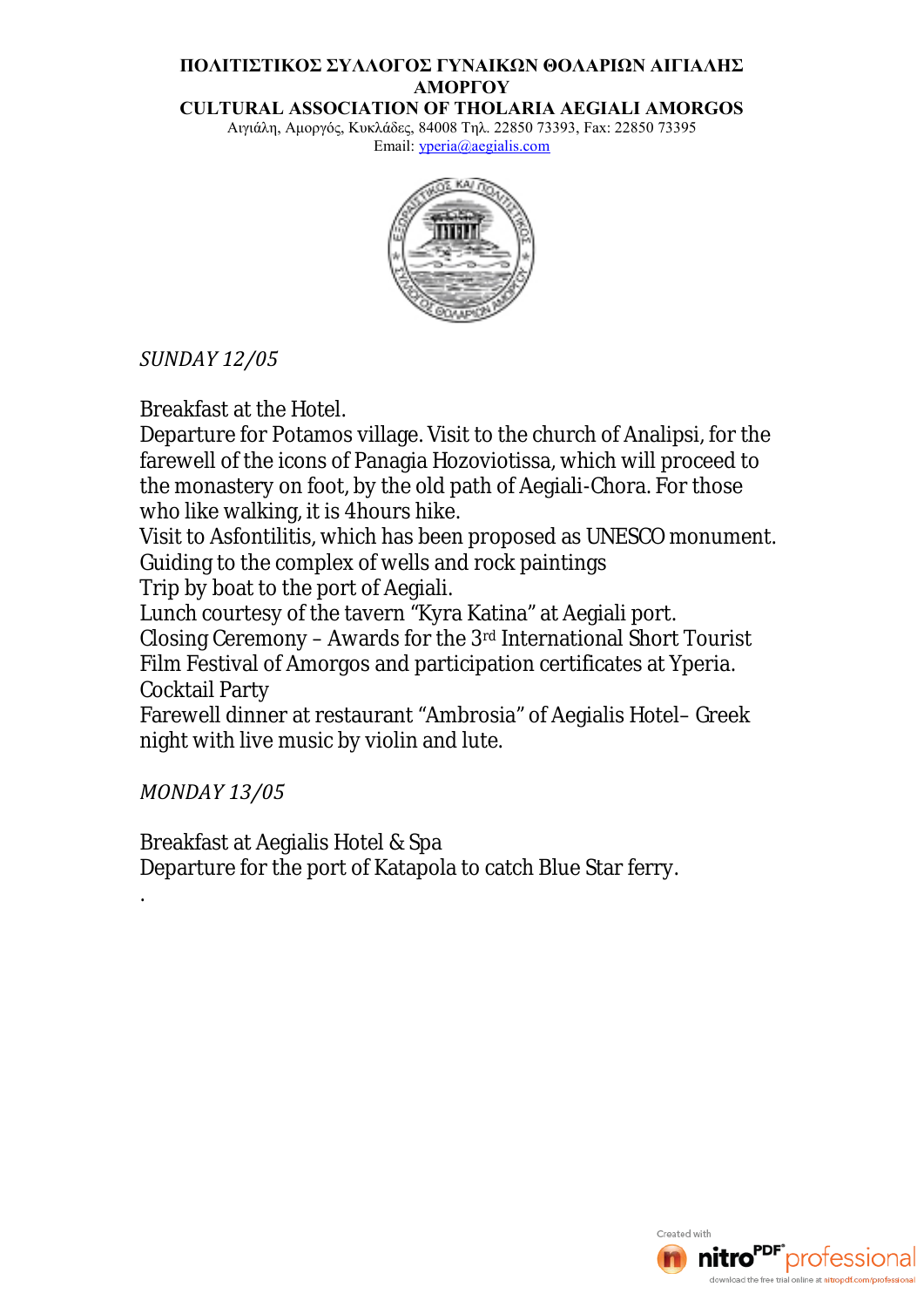**ΠΟΛΙΤΙΣΤΙΚΟΣ ΣΥΛΛΟΓΟΣ ΓΥΝΑΙΚΩΝ ΘΟΛΑΡΙΩΝ ΑΙΓΙΑΛΗΣ ΑΜΟΡΓΟΥ**

**CULTURAL ASSOCIATION OF THOLARIA AEGIALI AMORGOS**

Αιγιάλη, Αμοργός, Κυκλάδες, 84008 Τηλ. 22850 73393, Fax: 22850 73395

Email: yperia@aegialis.com

*SUNDAY 12/05*

Breakfast at the Hotel.

Departure for Potamos village. Visit to the church of Analipsi, for the farewell of the icons of Panagia Hozoviotissa, which will proceed to the monastery on foot, by the old path of Aegiali-Chora. For those who like walking, it is 4hours hike.

Visit to Asfontilitis, which has been proposed as UNESCO monument.

Guiding to the complex of wells and rock paintings

Trip by boat to the port of Aegiali.

Lunch courtesy of the tavern "Kyra Katina" at Aegiali port.

Closing Ceremony – Awards for the 3rd International Short Tourist Film Festival of Amorgos and participation certificates at Yperia.

Cocktail Party

Farewell dinner at restaurant "Ambrosia" of Aegialis Hotel– Greek night with live music by violin and lute.

*MONDAY 13/05*

Breakfast at Aegialis Hotel & Spa

Departure for the port of Katapola to catch Blue Star ferry.

.